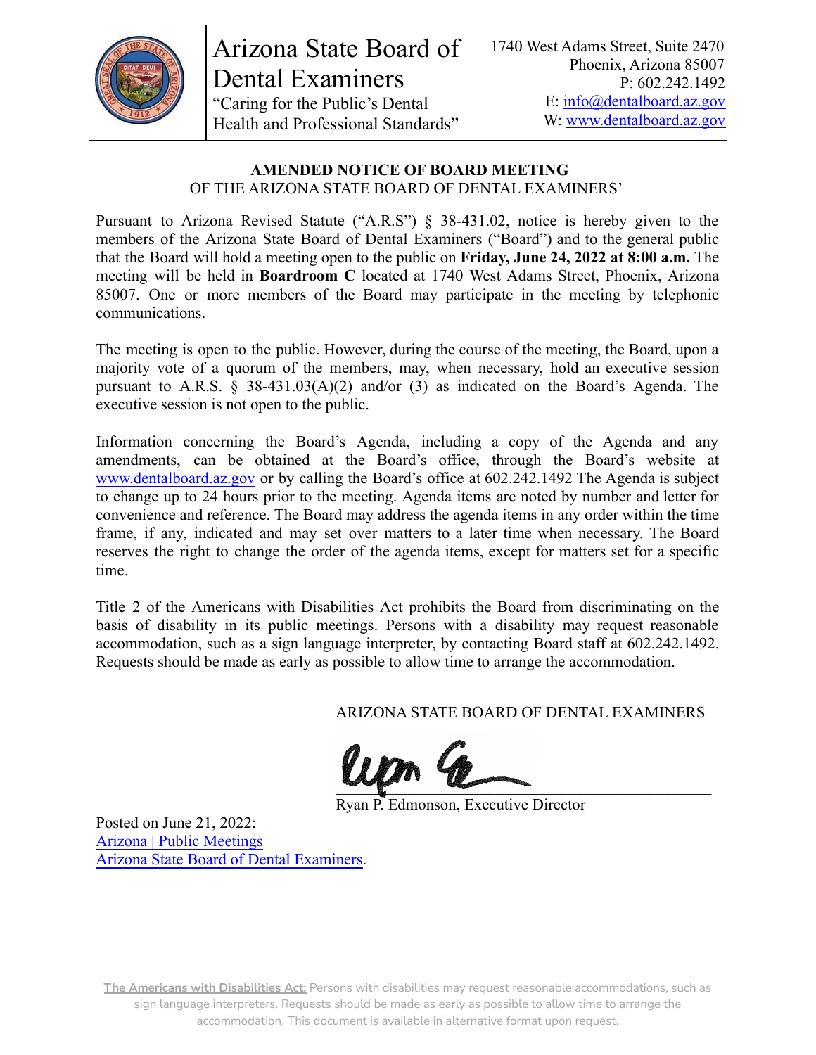# Arizona State Board of Dental Examiners

"Caring for the Public's Dental Health and Professional Standards"

1740 West Adams Street, Suite 2470
Phoenix, Arizona 85007
P: 602.242.1492
E: info@dentalboard.az.gov
W: www.dentalboard.az.gov

**AMENDED NOTICE OF BOARD MEETING**
OF THE ARIZONA STATE BOARD OF DENTAL EXAMINERS'

Pursuant to Arizona Revised Statute ("A.R.S") § 38-431.02, notice is hereby given to the members of the Arizona State Board of Dental Examiners ("Board") and to the general public that the Board will hold a meeting open to the public on **Friday, June 24, 2022 at 8:00 a.m.** The meeting will be held in **Boardroom C** located at 1740 West Adams Street, Phoenix, Arizona 85007. One or more members of the Board may participate in the meeting by telephonic communications.

The meeting is open to the public. However, during the course of the meeting, the Board, upon a majority vote of a quorum of the members, may, when necessary, hold an executive session pursuant to A.R.S. § 38-431.03(A)(2) and/or (3) as indicated on the Board's Agenda. The executive session is not open to the public.

Information concerning the Board's Agenda, including a copy of the Agenda and any amendments, can be obtained at the Board's office, through the Board's website at www.dentalboard.az.gov or by calling the Board's office at 602.242.1492 The Agenda is subject to change up to 24 hours prior to the meeting. Agenda items are noted by number and letter for convenience and reference. The Board may address the agenda items in any order within the time frame, if any, indicated and may set over matters to a later time when necessary. The Board reserves the right to change the order of the agenda items, except for matters set for a specific time.

Title 2 of the Americans with Disabilities Act prohibits the Board from discriminating on the basis of disability in its public meetings. Persons with a disability may request reasonable accommodation, such as a sign language interpreter, by contacting Board staff at 602.242.1492. Requests should be made as early as possible to allow time to arrange the accommodation.

ARIZONA STATE BOARD OF DENTAL EXAMINERS

Ryan P. Edmonson, Executive Director

Posted on June 21, 2022:
Arizona | Public Meetings
Arizona State Board of Dental Examiners.

**The Americans with Disabilities Act:** Persons with disabilities may request reasonable accommodations, such as sign language interpreters. Requests should be made as early as possible to allow time to arrange the accommodation. This document is available in alternative format upon request.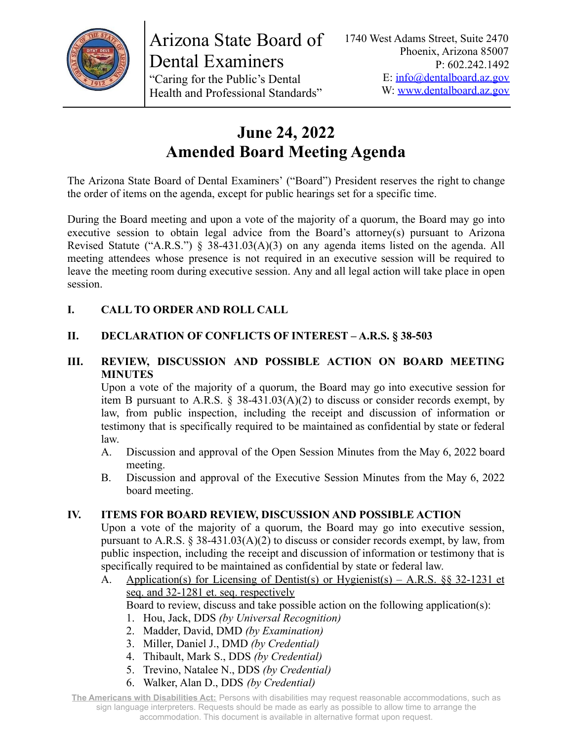Arizona State Board of Dental Examiners
"Caring for the Public's Dental Health and Professional Standards"

1740 West Adams Street, Suite 2470
Phoenix, Arizona 85007
P: 602.242.1492
E: info@dentalboard.az.gov
W: www.dentalboard.az.gov

# June 24, 2022
# Amended Board Meeting Agenda

The Arizona State Board of Dental Examiners' ("Board") President reserves the right to change the order of items on the agenda, except for public hearings set for a specific time.

During the Board meeting and upon a vote of the majority of a quorum, the Board may go into executive session to obtain legal advice from the Board's attorney(s) pursuant to Arizona Revised Statute ("A.R.S.") § 38-431.03(A)(3) on any agenda items listed on the agenda. All meeting attendees whose presence is not required in an executive session will be required to leave the meeting room during executive session. Any and all legal action will take place in open session.

**I. CALL TO ORDER AND ROLL CALL**

**II. DECLARATION OF CONFLICTS OF INTEREST – A.R.S. § 38-503**

**III. REVIEW, DISCUSSION AND POSSIBLE ACTION ON BOARD MEETING MINUTES**

Upon a vote of the majority of a quorum, the Board may go into executive session for item B pursuant to A.R.S. § 38-431.03(A)(2) to discuss or consider records exempt, by law, from public inspection, including the receipt and discussion of information or testimony that is specifically required to be maintained as confidential by state or federal law.

A. Discussion and approval of the Open Session Minutes from the May 6, 2022 board meeting.

B. Discussion and approval of the Executive Session Minutes from the May 6, 2022 board meeting.

**IV. ITEMS FOR BOARD REVIEW, DISCUSSION AND POSSIBLE ACTION**

Upon a vote of the majority of a quorum, the Board may go into executive session, pursuant to A.R.S. § 38-431.03(A)(2) to discuss or consider records exempt, by law, from public inspection, including the receipt and discussion of information or testimony that is specifically required to be maintained as confidential by state or federal law.

A. Application(s) for Licensing of Dentist(s) or Hygienist(s) – A.R.S. §§ 32-1231 et seq. and 32-1281 et. seq. respectively

Board to review, discuss and take possible action on the following application(s):

1. Hou, Jack, DDS *(by Universal Recognition)*
2. Madder, David, DMD *(by Examination)*
3. Miller, Daniel J., DMD *(by Credential)*
4. Thibault, Mark S., DDS *(by Credential)*
5. Trevino, Natalee N., DDS *(by Credential)*
6. Walker, Alan D., DDS *(by Credential)*

The Americans with Disabilities Act: Persons with disabilities may request reasonable accommodations, such as sign language interpreters. Requests should be made as early as possible to allow time to arrange the accommodation. This document is available in alternative format upon request.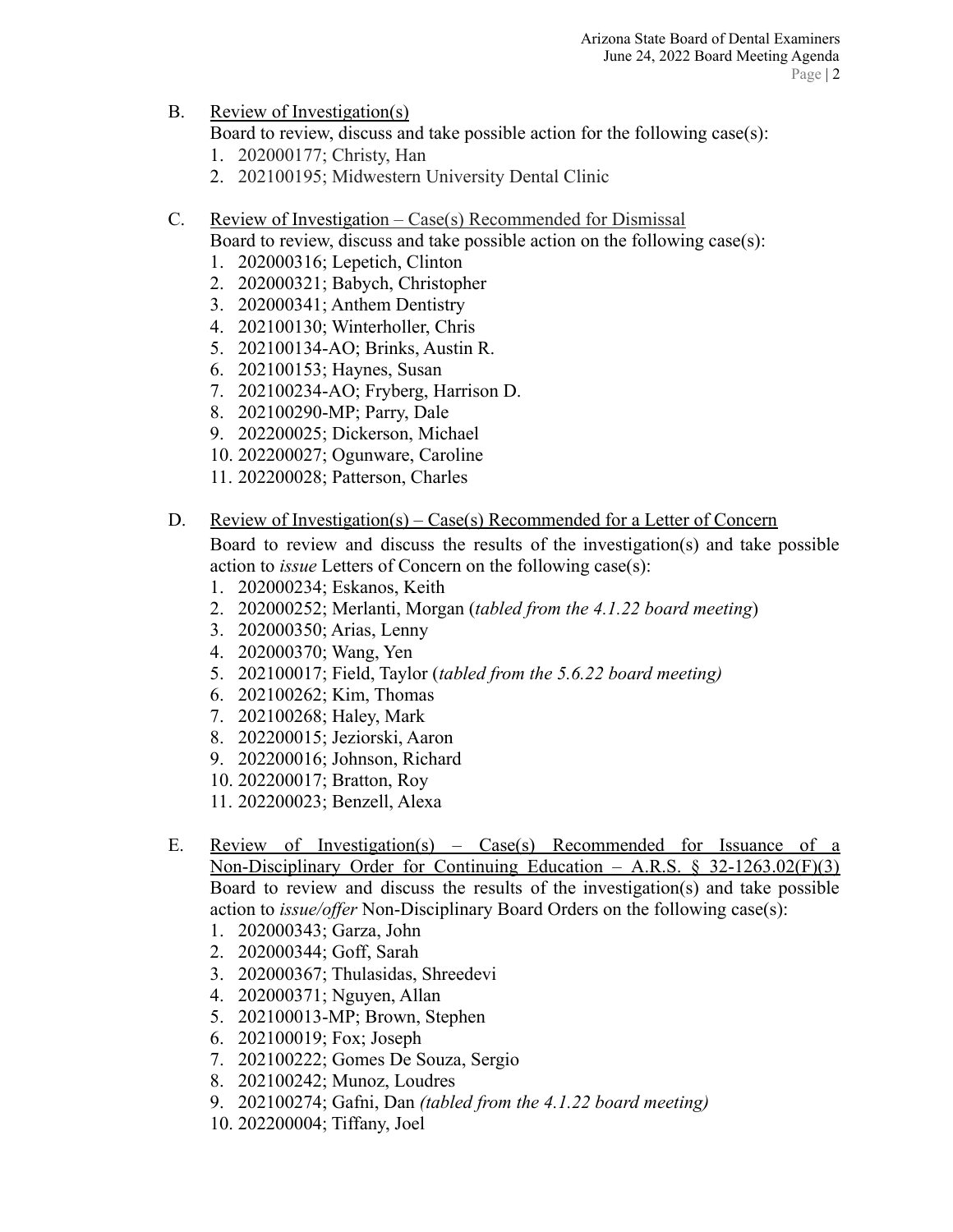B. <u>Review of Investigation(s)</u>
Board to review, discuss and take possible action for the following case(s):
1. 202000177; Christy, Han
2. 202100195; Midwestern University Dental Clinic

C. <u>Review of Investigation – Case(s) Recommended for Dismissal</u>
Board to review, discuss and take possible action on the following case(s):
1. 202000316; Lepetich, Clinton
2. 202000321; Babych, Christopher
3. 202000341; Anthem Dentistry
4. 202100130; Winterholler, Chris
5. 202100134-AO; Brinks, Austin R.
6. 202100153; Haynes, Susan
7. 202100234-AO; Fryberg, Harrison D.
8. 202100290-MP; Parry, Dale
9. 202200025; Dickerson, Michael
10. 202200027; Ogunware, Caroline
11. 202200028; Patterson, Charles

D. <u>Review of Investigation(s) – Case(s) Recommended for a Letter of Concern</u>
Board to review and discuss the results of the investigation(s) and take possible action to *issue* Letters of Concern on the following case(s):
1. 202000234; Eskanos, Keith
2. 202000252; Merlanti, Morgan (*tabled from the 4.1.22 board meeting*)
3. 202000350; Arias, Lenny
4. 202000370; Wang, Yen
5. 202100017; Field, Taylor (*tabled from the 5.6.22 board meeting)*
6. 202100262; Kim, Thomas
7. 202100268; Haley, Mark
8. 202200015; Jeziorski, Aaron
9. 202200016; Johnson, Richard
10. 202200017; Bratton, Roy
11. 202200023; Benzell, Alexa

E. <u>Review of Investigation(s) – Case(s) Recommended for Issuance of a Non-Disciplinary Order for Continuing Education – A.R.S. § 32-1263.02(F)(3)</u>
Board to review and discuss the results of the investigation(s) and take possible action to *issue/offer* Non-Disciplinary Board Orders on the following case(s):
1. 202000343; Garza, John
2. 202000344; Goff, Sarah
3. 202000367; Thulasidas, Shreedevi
4. 202000371; Nguyen, Allan
5. 202100013-MP; Brown, Stephen
6. 202100019; Fox; Joseph
7. 202100222; Gomes De Souza, Sergio
8. 202100242; Munoz, Loudres
9. 202100274; Gafni, Dan *(tabled from the 4.1.22 board meeting)*
10. 202200004; Tiffany, Joel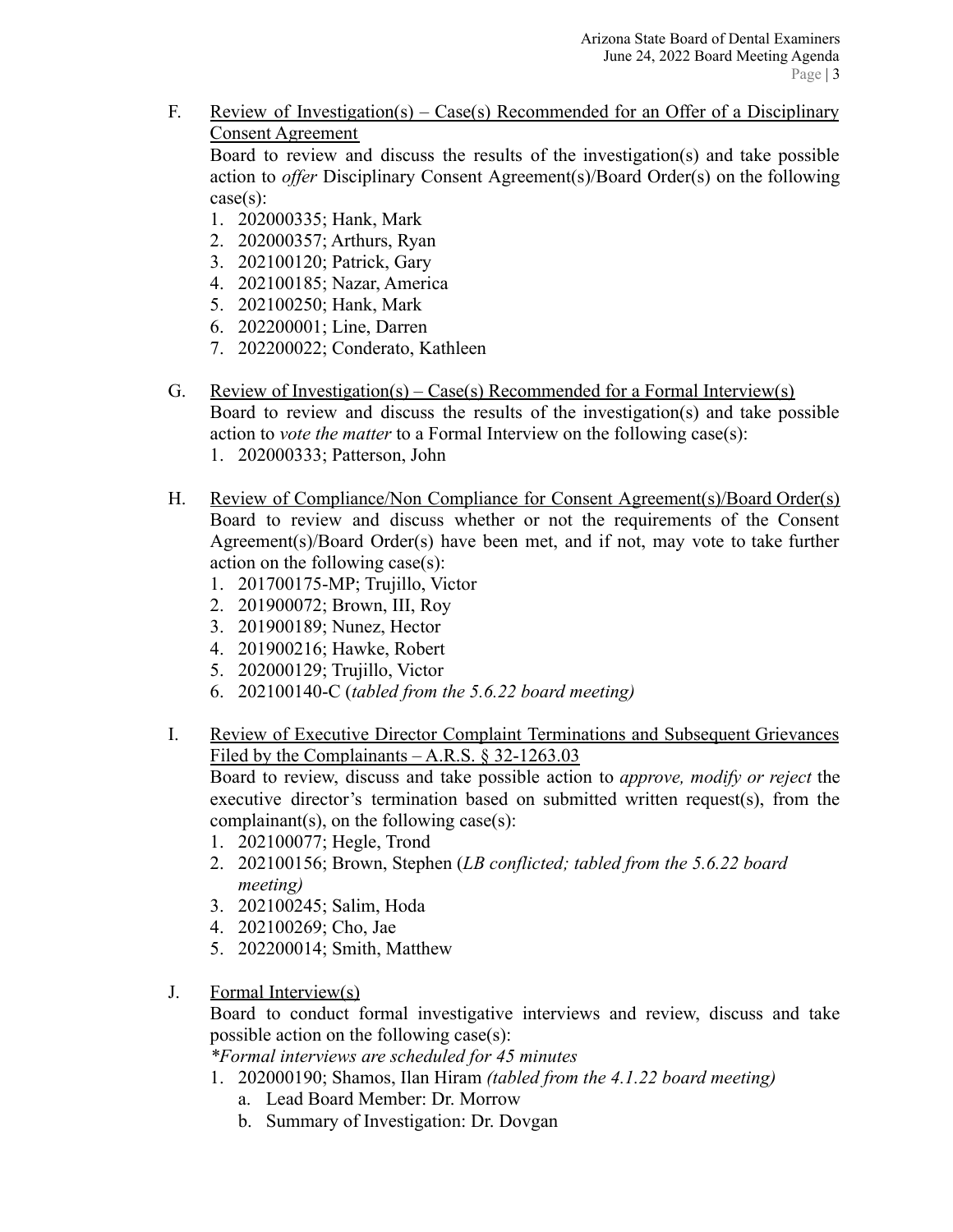F. <u>Review of Investigation(s) – Case(s) Recommended for an Offer of a Disciplinary Consent Agreement</u>

Board to review and discuss the results of the investigation(s) and take possible action to *offer* Disciplinary Consent Agreement(s)/Board Order(s) on the following case(s):

1. 202000335; Hank, Mark
2. 202000357; Arthurs, Ryan
3. 202100120; Patrick, Gary
4. 202100185; Nazar, America
5. 202100250; Hank, Mark
6. 202200001; Line, Darren
7. 202200022; Conderato, Kathleen

G. <u>Review of Investigation(s) – Case(s) Recommended for a Formal Interview(s)</u>

Board to review and discuss the results of the investigation(s) and take possible action to *vote the matter* to a Formal Interview on the following case(s):

1. 202000333; Patterson, John

H. <u>Review of Compliance/Non Compliance for Consent Agreement(s)/Board Order(s)</u>

Board to review and discuss whether or not the requirements of the Consent Agreement(s)/Board Order(s) have been met, and if not, may vote to take further action on the following case(s):

1. 201700175-MP; Trujillo, Victor
2. 201900072; Brown, III, Roy
3. 201900189; Nunez, Hector
4. 201900216; Hawke, Robert
5. 202000129; Trujillo, Victor
6. 202100140-C (*tabled from the 5.6.22 board meeting)*

I. <u>Review of Executive Director Complaint Terminations and Subsequent Grievances Filed by the Complainants – A.R.S. § 32-1263.03</u>

Board to review, discuss and take possible action to *approve, modify or reject* the executive director's termination based on submitted written request(s), from the complainant(s), on the following case(s):

1. 202100077; Hegle, Trond
2. 202100156; Brown, Stephen (*LB conflicted; tabled from the 5.6.22 board meeting)*
3. 202100245; Salim, Hoda
4. 202100269; Cho, Jae
5. 202200014; Smith, Matthew

J. <u>Formal Interview(s)</u>

Board to conduct formal investigative interviews and review, discuss and take possible action on the following case(s):

*\*Formal interviews are scheduled for 45 minutes*

1. 202000190; Shamos, Ilan Hiram *(tabled from the 4.1.22 board meeting)*
   a. Lead Board Member: Dr. Morrow
   b. Summary of Investigation: Dr. Dovgan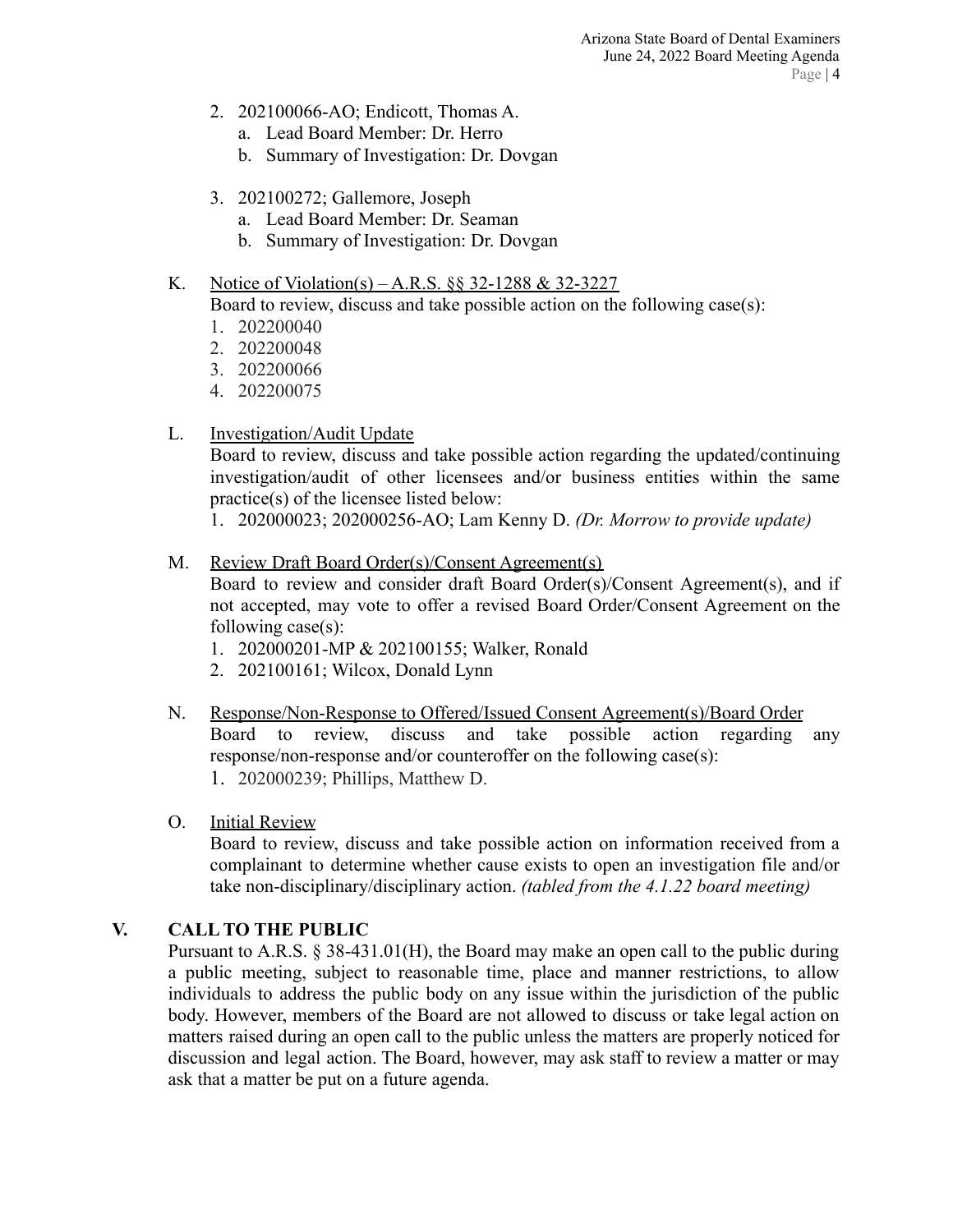2. 202100066-AO; Endicott, Thomas A.
   a. Lead Board Member: Dr. Herro
   b. Summary of Investigation: Dr. Dovgan

3. 202100272; Gallemore, Joseph
   a. Lead Board Member: Dr. Seaman
   b. Summary of Investigation: Dr. Dovgan

K. Notice of Violation(s) – A.R.S. §§ 32-1288 & 32-3227

   Board to review, discuss and take possible action on the following case(s):

   1. 202200040
   2. 202200048
   3. 202200066
   4. 202200075

L. Investigation/Audit Update

   Board to review, discuss and take possible action regarding the updated/continuing investigation/audit of other licensees and/or business entities within the same practice(s) of the licensee listed below:

   1. 202000023; 202000256-AO; Lam Kenny D. *(Dr. Morrow to provide update)*

M. Review Draft Board Order(s)/Consent Agreement(s)

   Board to review and consider draft Board Order(s)/Consent Agreement(s), and if not accepted, may vote to offer a revised Board Order/Consent Agreement on the following case(s):

   1. 202000201-MP & 202100155; Walker, Ronald
   2. 202100161; Wilcox, Donald Lynn

N. Response/Non-Response to Offered/Issued Consent Agreement(s)/Board Order

   Board to review, discuss and take possible action regarding any response/non-response and/or counteroffer on the following case(s):

   1. 202000239; Phillips, Matthew D.

O. Initial Review

   Board to review, discuss and take possible action on information received from a complainant to determine whether cause exists to open an investigation file and/or take non-disciplinary/disciplinary action. *(tabled from the 4.1.22 board meeting)*

## V. CALL TO THE PUBLIC

Pursuant to A.R.S. § 38-431.01(H), the Board may make an open call to the public during a public meeting, subject to reasonable time, place and manner restrictions, to allow individuals to address the public body on any issue within the jurisdiction of the public body. However, members of the Board are not allowed to discuss or take legal action on matters raised during an open call to the public unless the matters are properly noticed for discussion and legal action. The Board, however, may ask staff to review a matter or may ask that a matter be put on a future agenda.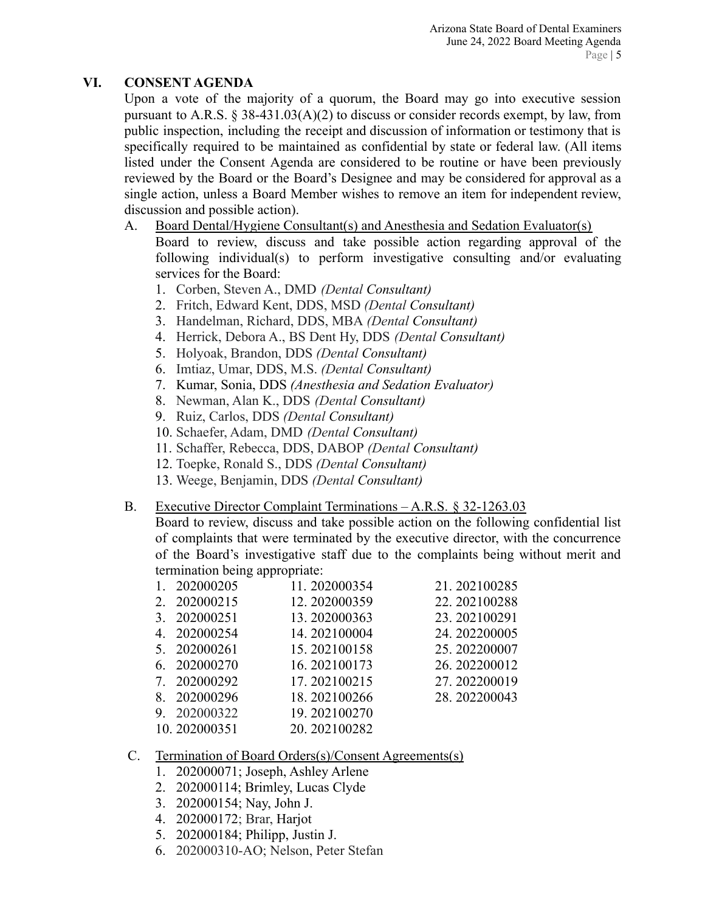## VI. CONSENT AGENDA

Upon a vote of the majority of a quorum, the Board may go into executive session pursuant to A.R.S. § 38-431.03(A)(2) to discuss or consider records exempt, by law, from public inspection, including the receipt and discussion of information or testimony that is specifically required to be maintained as confidential by state or federal law. (All items listed under the Consent Agenda are considered to be routine or have been previously reviewed by the Board or the Board's Designee and may be considered for approval as a single action, unless a Board Member wishes to remove an item for independent review, discussion and possible action).

A. Board Dental/Hygiene Consultant(s) and Anesthesia and Sedation Evaluator(s)

Board to review, discuss and take possible action regarding approval of the following individual(s) to perform investigative consulting and/or evaluating services for the Board:

1. Corben, Steven A., DMD *(Dental Consultant)*
2. Fritch, Edward Kent, DDS, MSD *(Dental Consultant)*
3. Handelman, Richard, DDS, MBA *(Dental Consultant)*
4. Herrick, Debora A., BS Dent Hy, DDS *(Dental Consultant)*
5. Holyoak, Brandon, DDS *(Dental Consultant)*
6. Imtiaz, Umar, DDS, M.S. *(Dental Consultant)*
7. Kumar, Sonia, DDS *(Anesthesia and Sedation Evaluator)*
8. Newman, Alan K., DDS *(Dental Consultant)*
9. Ruiz, Carlos, DDS *(Dental Consultant)*
10. Schaefer, Adam, DMD *(Dental Consultant)*
11. Schaffer, Rebecca, DDS, DABOP *(Dental Consultant)*
12. Toepke, Ronald S., DDS *(Dental Consultant)*
13. Weege, Benjamin, DDS *(Dental Consultant)*

B. Executive Director Complaint Terminations – A.R.S. § 32-1263.03

Board to review, discuss and take possible action on the following confidential list of complaints that were terminated by the executive director, with the concurrence of the Board's investigative staff due to the complaints being without merit and termination being appropriate:

1. 202000205
2. 202000215
3. 202000251
4. 202000254
5. 202000261
6. 202000270
7. 202000292
8. 202000296
9. 202000322
10. 202000351
11. 202000354
12. 202000359
13. 202000363
14. 202100004
15. 202100158
16. 202100173
17. 202100215
18. 202100266
19. 202100270
20. 202100282
21. 202100285
22. 202100288
23. 202100291
24. 202200005
25. 202200007
26. 202200012
27. 202200019
28. 202200043

C. Termination of Board Orders(s)/Consent Agreements(s)

1. 202000071; Joseph, Ashley Arlene
2. 202000114; Brimley, Lucas Clyde
3. 202000154; Nay, John J.
4. 202000172; Brar, Harjot
5. 202000184; Philipp, Justin J.
6. 202000310-AO; Nelson, Peter Stefan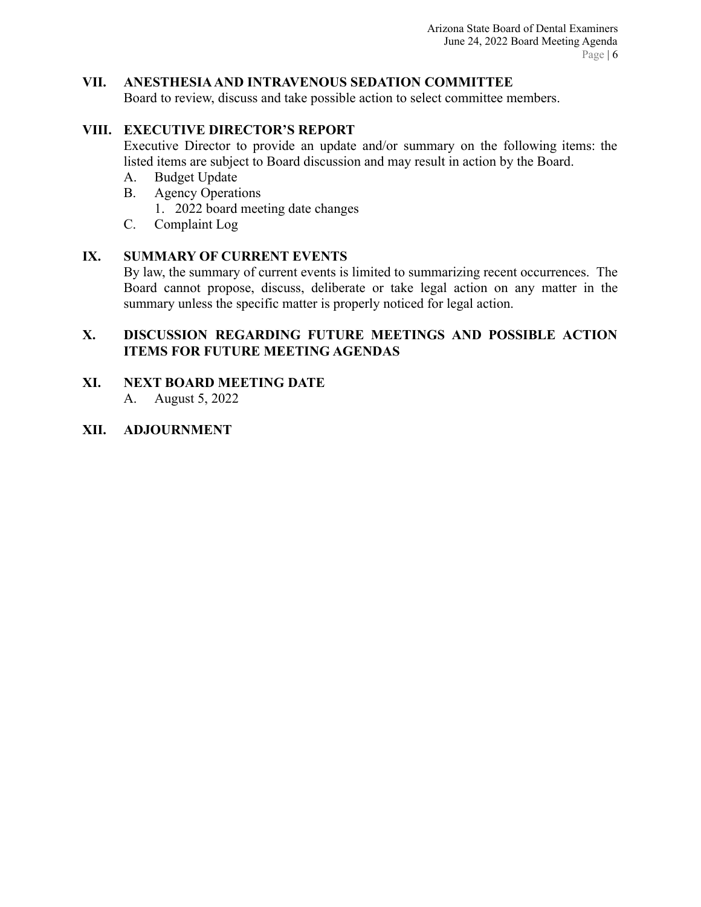## VII. ANESTHESIA AND INTRAVENOUS SEDATION COMMITTEE

Board to review, discuss and take possible action to select committee members.

## VIII. EXECUTIVE DIRECTOR'S REPORT

Executive Director to provide an update and/or summary on the following items: the listed items are subject to Board discussion and may result in action by the Board.

A. Budget Update

B. Agency Operations

   1. 2022 board meeting date changes

C. Complaint Log

## IX. SUMMARY OF CURRENT EVENTS

By law, the summary of current events is limited to summarizing recent occurrences. The Board cannot propose, discuss, deliberate or take legal action on any matter in the summary unless the specific matter is properly noticed for legal action.

## X. DISCUSSION REGARDING FUTURE MEETINGS AND POSSIBLE ACTION ITEMS FOR FUTURE MEETING AGENDAS

## XI. NEXT BOARD MEETING DATE

A. August 5, 2022

## XII. ADJOURNMENT